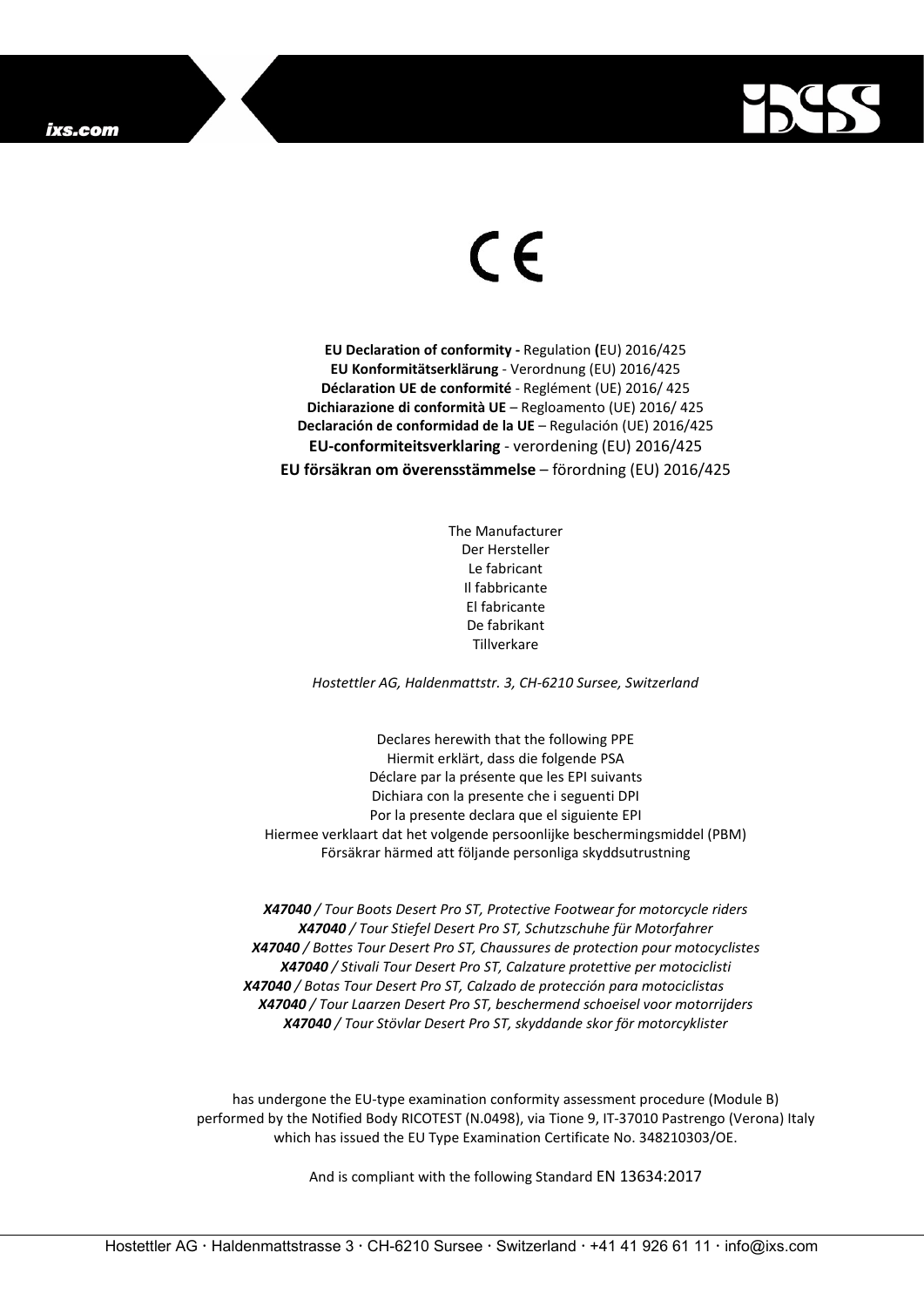ixs.com

CE

**EU Declaration of conformity -** Regulation **(**EU) 2016/425
**EU Konformitätserklärung** - Verordnung (EU) 2016/425
**Déclaration UE de conformité** - Reglément (UE) 2016/ 425
**Dichiarazione di conformità UE** – Regloamento (UE) 2016/ 425
**Declaración de conformidad de la UE** – Regulación (UE) 2016/425
**EU-conformiteitsverklaring** - verordening (EU) 2016/425
**EU försäkran om överensstämmelse** – förordning (EU) 2016/425

The Manufacturer
Der Hersteller
Le fabricant
Il fabbricante
El fabricante
De fabrikant
Tillverkare

*Hostettler AG, Haldenmattstr. 3, CH-6210 Sursee, Switzerland*

Declares herewith that the following PPE
Hiermit erklärt, dass die folgende PSA
Déclare par la présente que les EPI suivants
Dichiara con la presente che i seguenti DPI
Por la presente declara que el siguiente EPI
Hiermee verklaart dat het volgende persoonlijke beschermingsmiddel (PBM)
Försäkrar härmed att följande personliga skyddsutrustning

***X47040** / Tour Boots Desert Pro ST, Protective Footwear for motorcycle riders*
***X47040** / Tour Stiefel Desert Pro ST, Schutzschuhe für Motorfahrer*
***X47040** / Bottes Tour Desert Pro ST, Chaussures de protection pour motocyclistes*
***X47040** / Stivali Tour Desert Pro ST, Calzature protettive per motociclisti*
***X47040** / Botas Tour Desert Pro ST, Calzado de protección para motociclistas*
***X47040** / Tour Laarzen Desert Pro ST, beschermend schoeisel voor motorrijders*
***X47040** / Tour Stövlar Desert Pro ST, skyddande skor för motorcyklister*

has undergone the EU-type examination conformity assessment procedure (Module B) performed by the Notified Body RICOTEST (N.0498), via Tione 9, IT-37010 Pastrengo (Verona) Italy which has issued the EU Type Examination Certificate No. 348210303/OE.

And is compliant with the following Standard EN 13634:2017

Hostettler AG · Haldenmattstrasse 3 · CH-6210 Sursee · Switzerland · +41 41 926 61 11 · info@ixs.com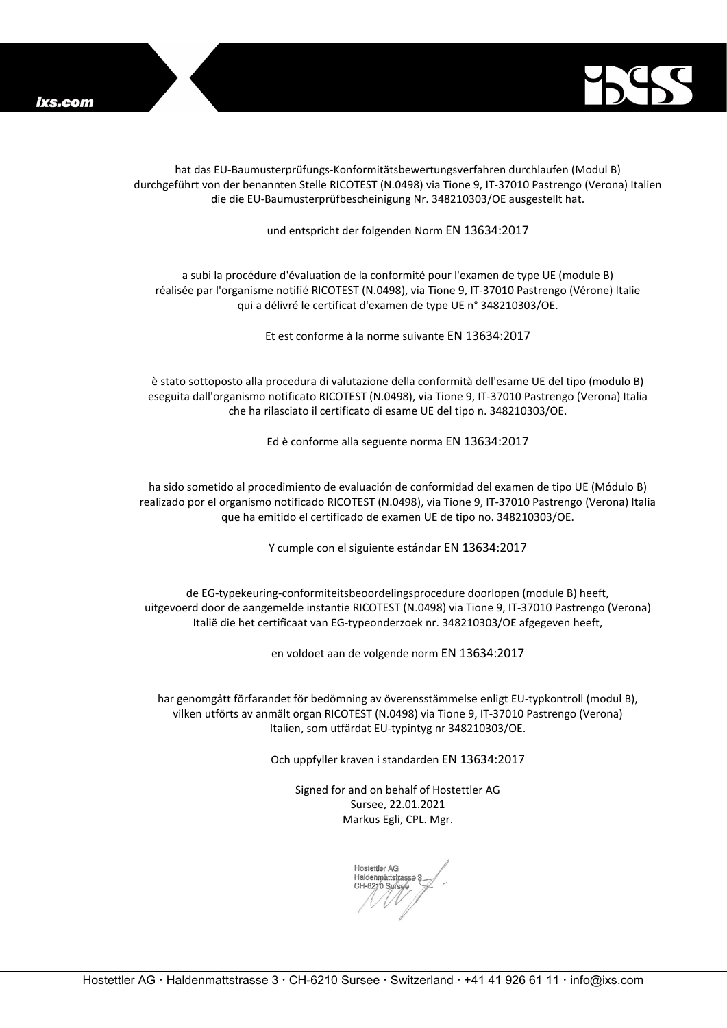hat das EU-Baumusterprüfungs-Konformitätsbewertungsverfahren durchlaufen (Modul B) durchgeführt von der benannten Stelle RICOTEST (N.0498) via Tione 9, IT-37010 Pastrengo (Verona) Italien die die EU-Baumusterprüfbescheinigung Nr. 348210303/OE ausgestellt hat.

und entspricht der folgenden Norm EN 13634:2017

a subi la procédure d'évaluation de la conformité pour l'examen de type UE (module B) réalisée par l'organisme notifié RICOTEST (N.0498), via Tione 9, IT-37010 Pastrengo (Vérone) Italie qui a délivré le certificat d'examen de type UE n° 348210303/OE.

Et est conforme à la norme suivante EN 13634:2017

è stato sottoposto alla procedura di valutazione della conformità dell'esame UE del tipo (modulo B) eseguita dall'organismo notificato RICOTEST (N.0498), via Tione 9, IT-37010 Pastrengo (Verona) Italia che ha rilasciato il certificato di esame UE del tipo n. 348210303/OE.

Ed è conforme alla seguente norma EN 13634:2017

ha sido sometido al procedimiento de evaluación de conformidad del examen de tipo UE (Módulo B) realizado por el organismo notificado RICOTEST (N.0498), via Tione 9, IT-37010 Pastrengo (Verona) Italia que ha emitido el certificado de examen UE de tipo no. 348210303/OE.

Y cumple con el siguiente estándar EN 13634:2017

de EG-typekeuring-conformiteitsbeoordelingsprocedure doorlopen (module B) heeft, uitgevoerd door de aangemelde instantie RICOTEST (N.0498) via Tione 9, IT-37010 Pastrengo (Verona) Italië die het certificaat van EG-typeonderzoek nr. 348210303/OE afgegeven heeft,

en voldoet aan de volgende norm EN 13634:2017

har genomgått förfarandet för bedömning av överensstämmelse enligt EU-typkontroll (modul B), vilken utförts av anmält organ RICOTEST (N.0498) via Tione 9, IT-37010 Pastrengo (Verona) Italien, som utfärdat EU-typintyg nr 348210303/OE.

Och uppfyller kraven i standarden EN 13634:2017

Signed for and on behalf of Hostettler AG
Sursee, 22.01.2021
Markus Egli, CPL. Mgr.

Hostettler AG
Haldenmattstrasse 3
CH-6210 Sursee